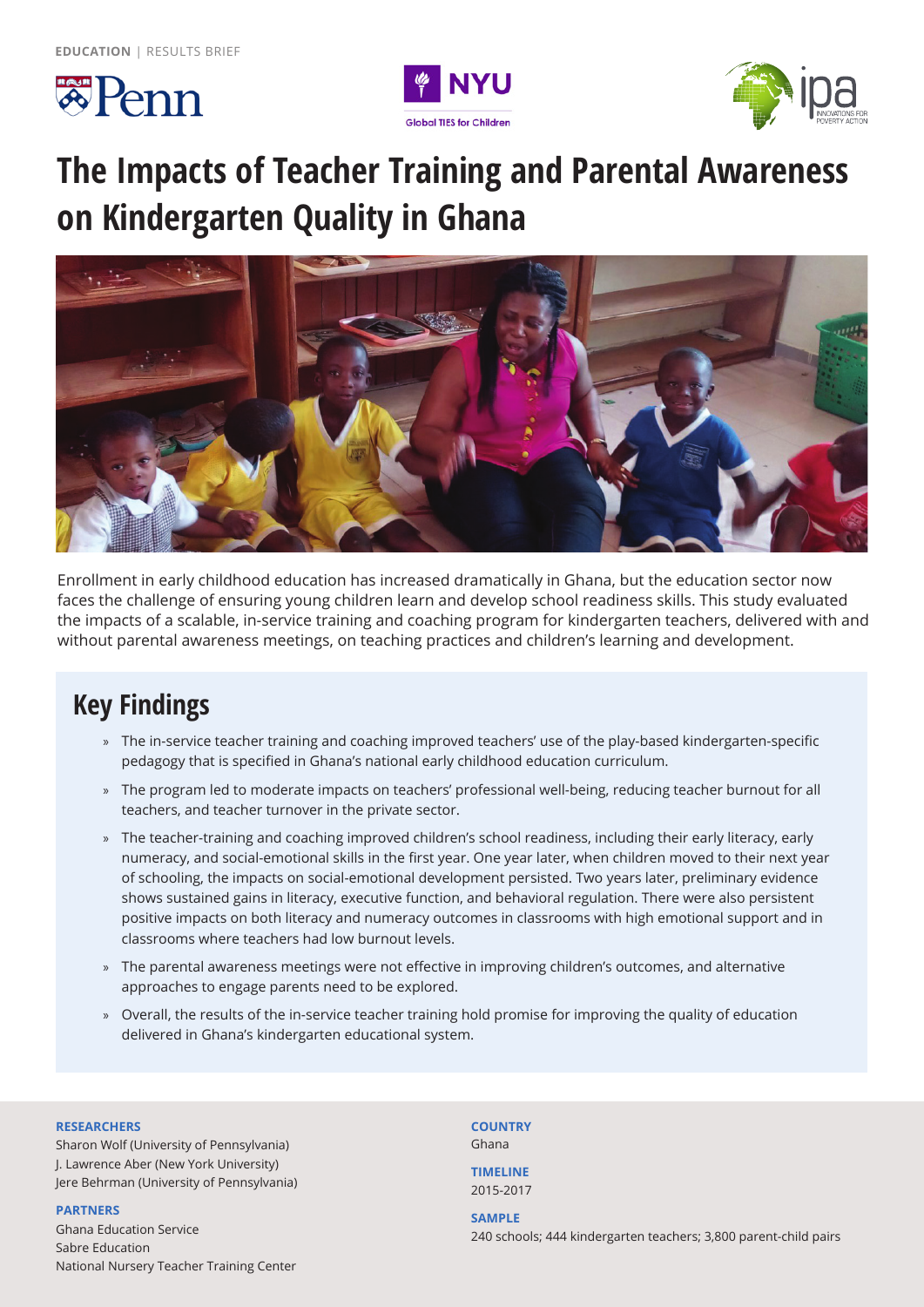**EDUCATION** | RESULTS BRIEF

# The Impacts of Teacher Training and Parental Awareness on Kindergarten Quality in Ghana

Enrollment in early childhood education has increased dramatically in Ghana, but the education sector now faces the challenge of ensuring young children learn and develop school readiness skills. This study evaluated the impacts of a scalable, in-service training and coaching program for kindergarten teachers, delivered with and without parental awareness meetings, on teaching practices and children's learning and development.

## Key Findings

- The in-service teacher training and coaching improved teachers' use of the play-based kindergarten-specific pedagogy that is specified in Ghana's national early childhood education curriculum.
- The program led to moderate impacts on teachers' professional well-being, reducing teacher burnout for all teachers, and teacher turnover in the private sector.
- The teacher-training and coaching improved children's school readiness, including their early literacy, early numeracy, and social-emotional skills in the first year. One year later, when children moved to their next year of schooling, the impacts on social-emotional development persisted. Two years later, preliminary evidence shows sustained gains in literacy, executive function, and behavioral regulation. There were also persistent positive impacts on both literacy and numeracy outcomes in classrooms with high emotional support and in classrooms where teachers had low burnout levels.
- The parental awareness meetings were not effective in improving children's outcomes, and alternative approaches to engage parents need to be explored.
- Overall, the results of the in-service teacher training hold promise for improving the quality of education delivered in Ghana's kindergarten educational system.

**RESEARCHERS**
Sharon Wolf (University of Pennsylvania)
J. Lawrence Aber (New York University)
Jere Behrman (University of Pennsylvania)

**PARTNERS**
Ghana Education Service
Sabre Education
National Nursery Teacher Training Center

**COUNTRY**
Ghana

**TIMELINE**
2015-2017

**SAMPLE**
240 schools; 444 kindergarten teachers; 3,800 parent-child pairs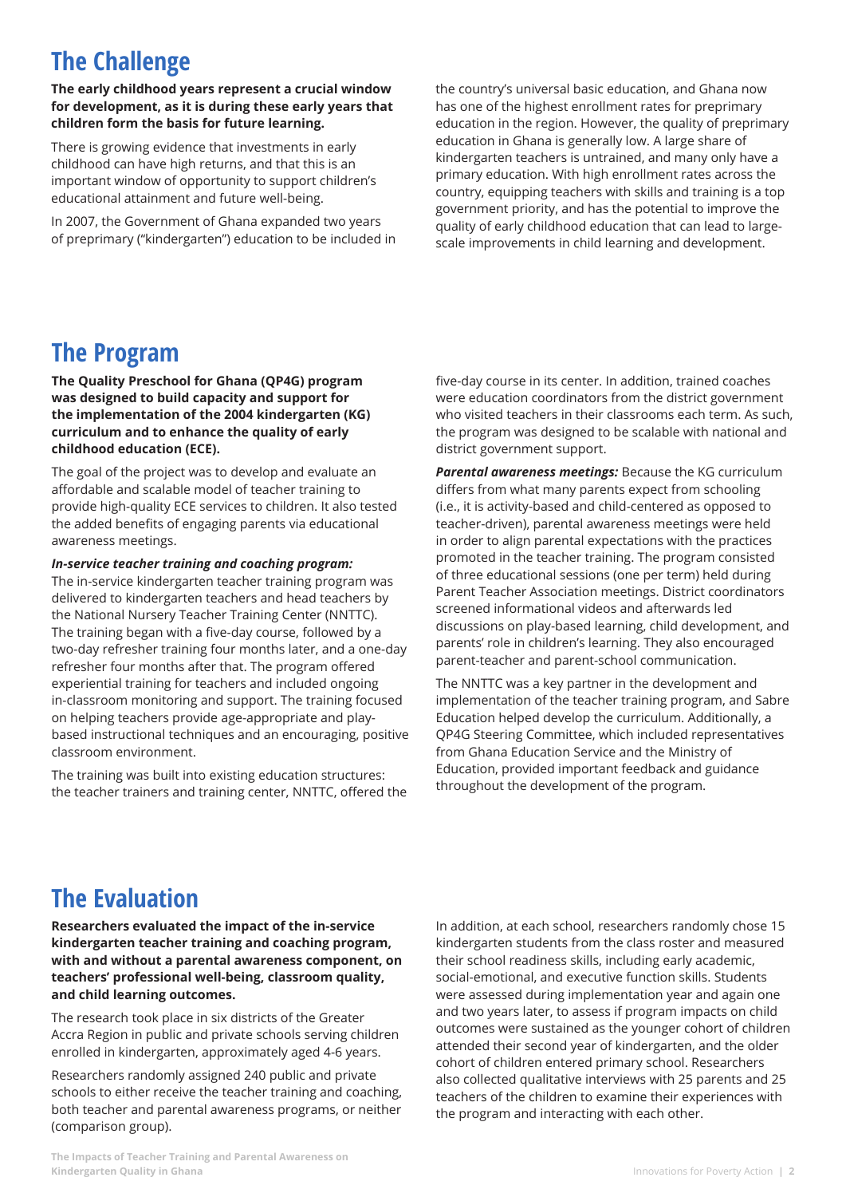## The Challenge

**The early childhood years represent a crucial window for development, as it is during these early years that children form the basis for future learning.**

There is growing evidence that investments in early childhood can have high returns, and that this is an important window of opportunity to support children's educational attainment and future well-being.

In 2007, the Government of Ghana expanded two years of preprimary ("kindergarten") education to be included in the country's universal basic education, and Ghana now has one of the highest enrollment rates for preprimary education in the region. However, the quality of preprimary education in Ghana is generally low. A large share of kindergarten teachers is untrained, and many only have a primary education. With high enrollment rates across the country, equipping teachers with skills and training is a top government priority, and has the potential to improve the quality of early childhood education that can lead to large-scale improvements in child learning and development.

## The Program

**The Quality Preschool for Ghana (QP4G) program was designed to build capacity and support for the implementation of the 2004 kindergarten (KG) curriculum and to enhance the quality of early childhood education (ECE).**

The goal of the project was to develop and evaluate an affordable and scalable model of teacher training to provide high-quality ECE services to children. It also tested the added benefits of engaging parents via educational awareness meetings.

***In-service teacher training and coaching program:*** The in-service kindergarten teacher training program was delivered to kindergarten teachers and head teachers by the National Nursery Teacher Training Center (NNTTC). The training began with a five-day course, followed by a two-day refresher training four months later, and a one-day refresher four months after that. The program offered experiential training for teachers and included ongoing in-classroom monitoring and support. The training focused on helping teachers provide age-appropriate and play-based instructional techniques and an encouraging, positive classroom environment.

The training was built into existing education structures: the teacher trainers and training center, NNTTC, offered the five-day course in its center. In addition, trained coaches were education coordinators from the district government who visited teachers in their classrooms each term. As such, the program was designed to be scalable with national and district government support.

***Parental awareness meetings:*** Because the KG curriculum differs from what many parents expect from schooling (i.e., it is activity-based and child-centered as opposed to teacher-driven), parental awareness meetings were held in order to align parental expectations with the practices promoted in the teacher training. The program consisted of three educational sessions (one per term) held during Parent Teacher Association meetings. District coordinators screened informational videos and afterwards led discussions on play-based learning, child development, and parents' role in children's learning. They also encouraged parent-teacher and parent-school communication.

The NNTTC was a key partner in the development and implementation of the teacher training program, and Sabre Education helped develop the curriculum. Additionally, a QP4G Steering Committee, which included representatives from Ghana Education Service and the Ministry of Education, provided important feedback and guidance throughout the development of the program.

## The Evaluation

**Researchers evaluated the impact of the in-service kindergarten teacher training and coaching program, with and without a parental awareness component, on teachers' professional well-being, classroom quality, and child learning outcomes.**

The research took place in six districts of the Greater Accra Region in public and private schools serving children enrolled in kindergarten, approximately aged 4-6 years.

Researchers randomly assigned 240 public and private schools to either receive the teacher training and coaching, both teacher and parental awareness programs, or neither (comparison group).

In addition, at each school, researchers randomly chose 15 kindergarten students from the class roster and measured their school readiness skills, including early academic, social-emotional, and executive function skills. Students were assessed during implementation year and again one and two years later, to assess if program impacts on child outcomes were sustained as the younger cohort of children attended their second year of kindergarten, and the older cohort of children entered primary school. Researchers also collected qualitative interviews with 25 parents and 25 teachers of the children to examine their experiences with the program and interacting with each other.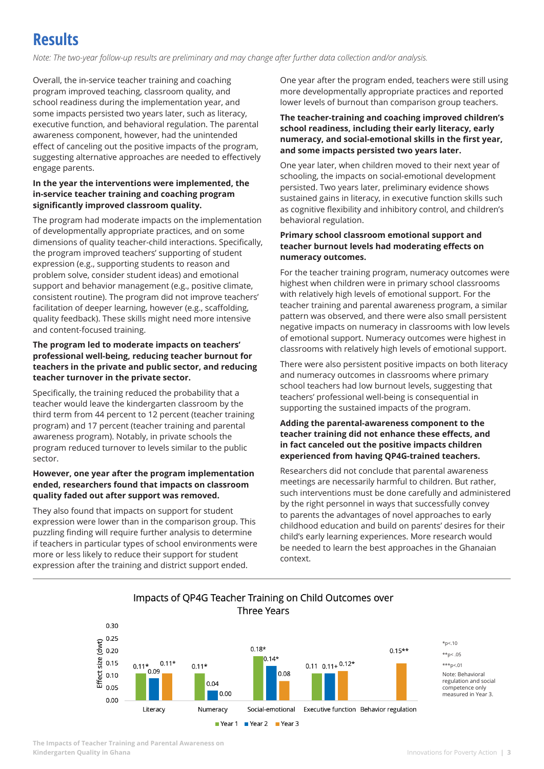# Results

*Note: The two-year follow-up results are preliminary and may change after further data collection and/or analysis.*

Overall, the in-service teacher training and coaching program improved teaching, classroom quality, and school readiness during the implementation year, and some impacts persisted two years later, such as literacy, executive function, and behavioral regulation. The parental awareness component, however, had the unintended effect of canceling out the positive impacts of the program, suggesting alternative approaches are needed to effectively engage parents.

**In the year the interventions were implemented, the in-service teacher training and coaching program significantly improved classroom quality.**

The program had moderate impacts on the implementation of developmentally appropriate practices, and on some dimensions of quality teacher-child interactions. Specifically, the program improved teachers' supporting of student expression (e.g., supporting students to reason and problem solve, consider student ideas) and emotional support and behavior management (e.g., positive climate, consistent routine). The program did not improve teachers' facilitation of deeper learning, however (e.g., scaffolding, quality feedback). These skills might need more intensive and content-focused training.

**The program led to moderate impacts on teachers' professional well-being, reducing teacher burnout for teachers in the private and public sector, and reducing teacher turnover in the private sector.**

Specifically, the training reduced the probability that a teacher would leave the kindergarten classroom by the third term from 44 percent to 12 percent (teacher training program) and 17 percent (teacher training and parental awareness program). Notably, in private schools the program reduced turnover to levels similar to the public sector.

**However, one year after the program implementation ended, researchers found that impacts on classroom quality faded out after support was removed.**

They also found that impacts on support for student expression were lower than in the comparison group. This puzzling finding will require further analysis to determine if teachers in particular types of school environments were more or less likely to reduce their support for student expression after the training and district support ended.

One year after the program ended, teachers were still using more developmentally appropriate practices and reported lower levels of burnout than comparison group teachers.

**The teacher-training and coaching improved children's school readiness, including their early literacy, early numeracy, and social-emotional skills in the first year, and some impacts persisted two years later.**

One year later, when children moved to their next year of schooling, the impacts on social-emotional development persisted. Two years later, preliminary evidence shows sustained gains in literacy, in executive function skills such as cognitive flexibility and inhibitory control, and children's behavioral regulation.

**Primary school classroom emotional support and teacher burnout levels had moderating effects on numeracy outcomes.**

For the teacher training program, numeracy outcomes were highest when children were in primary school classrooms with relatively high levels of emotional support. For the teacher training and parental awareness program, a similar pattern was observed, and there were also small persistent negative impacts on numeracy in classrooms with low levels of emotional support. Numeracy outcomes were highest in classrooms with relatively high levels of emotional support.

There were also persistent positive impacts on both literacy and numeracy outcomes in classrooms where primary school teachers had low burnout levels, suggesting that teachers' professional well-being is consequential in supporting the sustained impacts of the program.

**Adding the parental-awareness component to the teacher training did not enhance these effects, and in fact canceled out the positive impacts children experienced from having QP4G-trained teachers.**

Researchers did not conclude that parental awareness meetings are necessarily harmful to children. But rather, such interventions must be done carefully and administered by the right personnel in ways that successfully convey to parents the advantages of novel approaches to early childhood education and build on parents' desires for their child's early learning experiences. More research would be needed to learn the best approaches in the Ghanaian context.

**Impacts of QP4G Teacher Training on Child Outcomes over Three Years**

Effect size (dwt)

| Outcome | Year 1 | Year 2 | Year 3 |
| --- | --- | --- | --- |
| Literacy | 0.11* | 0.09 | 0.11* |
| Numeracy | 0.11* | 0.04 | 0.00 |
| Social-emotional | 0.18* | 0.14* | 0.08 |
| Executive function | 0.11 | 0.11+ | 0.12* |
| Behavior regulation | | | 0.15** |

*p<.10
**p< .05
***p<.01

Note: Behavioral regulation and social competence only measured in Year 3.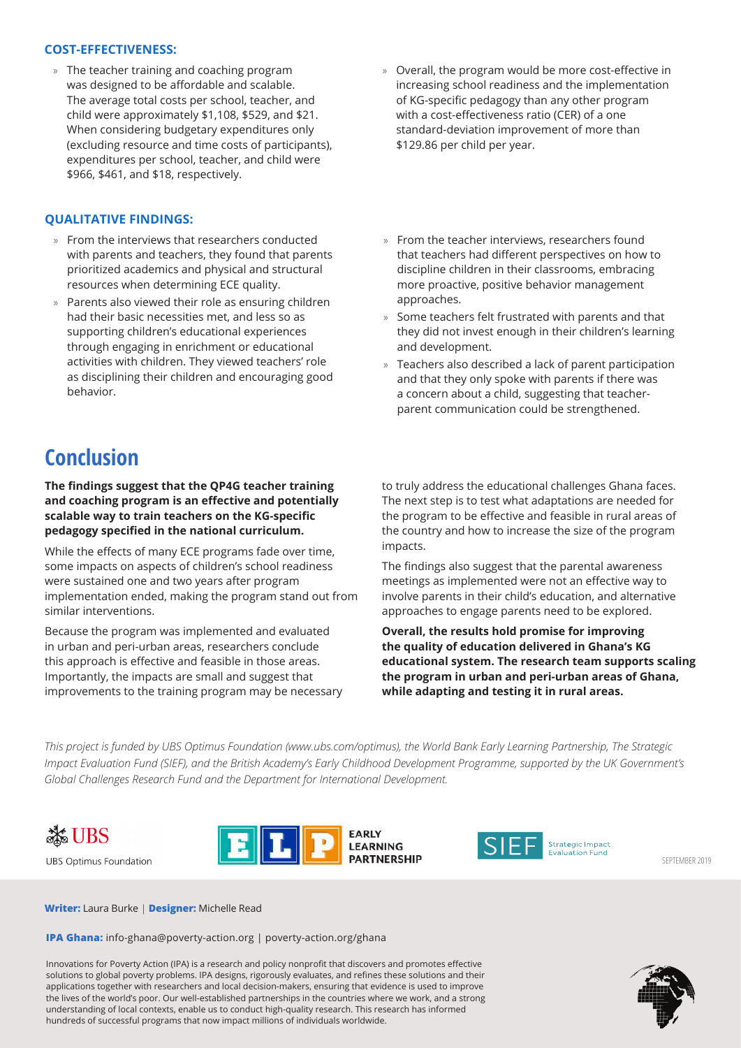**COST-EFFECTIVENESS:**

- The teacher training and coaching program was designed to be affordable and scalable. The average total costs per school, teacher, and child were approximately $1,108, $529, and $21. When considering budgetary expenditures only (excluding resource and time costs of participants), expenditures per school, teacher, and child were $966, $461, and $18, respectively.
- Overall, the program would be more cost-effective in increasing school readiness and the implementation of KG-specific pedagogy than any other program with a cost-effectiveness ratio (CER) of a one standard-deviation improvement of more than $129.86 per child per year.

**QUALITATIVE FINDINGS:**

- From the interviews that researchers conducted with parents and teachers, they found that parents prioritized academics and physical and structural resources when determining ECE quality.
- Parents also viewed their role as ensuring children had their basic necessities met, and less so as supporting children's educational experiences through engaging in enrichment or educational activities with children. They viewed teachers' role as disciplining their children and encouraging good behavior.
- From the teacher interviews, researchers found that teachers had different perspectives on how to discipline children in their classrooms, embracing more proactive, positive behavior management approaches.
- Some teachers felt frustrated with parents and that they did not invest enough in their children's learning and development.
- Teachers also described a lack of parent participation and that they only spoke with parents if there was a concern about a child, suggesting that teacher-parent communication could be strengthened.

# Conclusion

**The findings suggest that the QP4G teacher training and coaching program is an effective and potentially scalable way to train teachers on the KG-specific pedagogy specified in the national curriculum.**

While the effects of many ECE programs fade over time, some impacts on aspects of children's school readiness were sustained one and two years after program implementation ended, making the program stand out from similar interventions.

Because the program was implemented and evaluated in urban and peri-urban areas, researchers conclude this approach is effective and feasible in those areas. Importantly, the impacts are small and suggest that improvements to the training program may be necessary to truly address the educational challenges Ghana faces. The next step is to test what adaptations are needed for the program to be effective and feasible in rural areas of the country and how to increase the size of the program impacts.

The findings also suggest that the parental awareness meetings as implemented were not an effective way to involve parents in their child's education, and alternative approaches to engage parents need to be explored.

**Overall, the results hold promise for improving the quality of education delivered in Ghana's KG educational system. The research team supports scaling the program in urban and peri-urban areas of Ghana, while adapting and testing it in rural areas.**

*This project is funded by UBS Optimus Foundation (www.ubs.com/optimus), the World Bank Early Learning Partnership, The Strategic Impact Evaluation Fund (SIEF), and the British Academy's Early Childhood Development Programme, supported by the UK Government's Global Challenges Research Fund and the Department for International Development.*

UBS Optimus Foundation

EARLY LEARNING PARTNERSHIP

SIEF Strategic Impact Evaluation Fund

SEPTEMBER 2019

**Writer:** Laura Burke | **Designer:** Michelle Read

**IPA Ghana:** info-ghana@poverty-action.org | poverty-action.org/ghana

Innovations for Poverty Action (IPA) is a research and policy nonprofit that discovers and promotes effective solutions to global poverty problems. IPA designs, rigorously evaluates, and refines these solutions and their applications together with researchers and local decision-makers, ensuring that evidence is used to improve the lives of the world's poor. Our well-established partnerships in the countries where we work, and a strong understanding of local contexts, enable us to conduct high-quality research. This research has informed hundreds of successful programs that now impact millions of individuals worldwide.